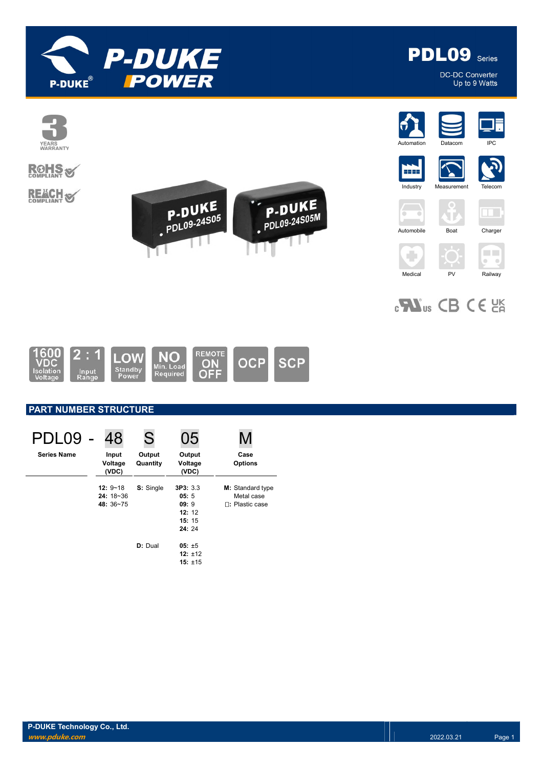# PDL09 Series

DC-DC Converter
Up to 9 Watts

3 YEARS WARRANTY

RoHS COMPLIANT

REACH COMPLIANT

Automation | Datacom | IPC | Industry | Measurement | Telecom | Automobile | Boat | Charger | Medical | PV | Railway

1600 VDC Isolation Voltage | 2 : 1 Input Range | LOW Standby Power | NO Min. Load Required | REMOTE ON OFF | OCP | SCP

## PART NUMBER STRUCTURE

| PDL09 - | 48 | S | 05 | M |
|---|---|---|---|---|
| Series Name | Input Voltage (VDC) | Output Quantity | Output Voltage (VDC) | Case Options |
| | **12:** 9~18<br>**24:** 18~36<br>**48:** 36~75 | **S:** Single | **3P3:** 3.3<br>**05:** 5<br>**09:** 9<br>**12:** 12<br>**15:** 15<br>**24:** 24 | **M:** Standard type Metal case<br>□: Plastic case |
| | | **D:** Dual | **05:** ±5<br>**12:** ±12<br>**15:** ±15 | |

**P-DUKE Technology Co., Ltd.**
*www.pduke.com*

2022.03.21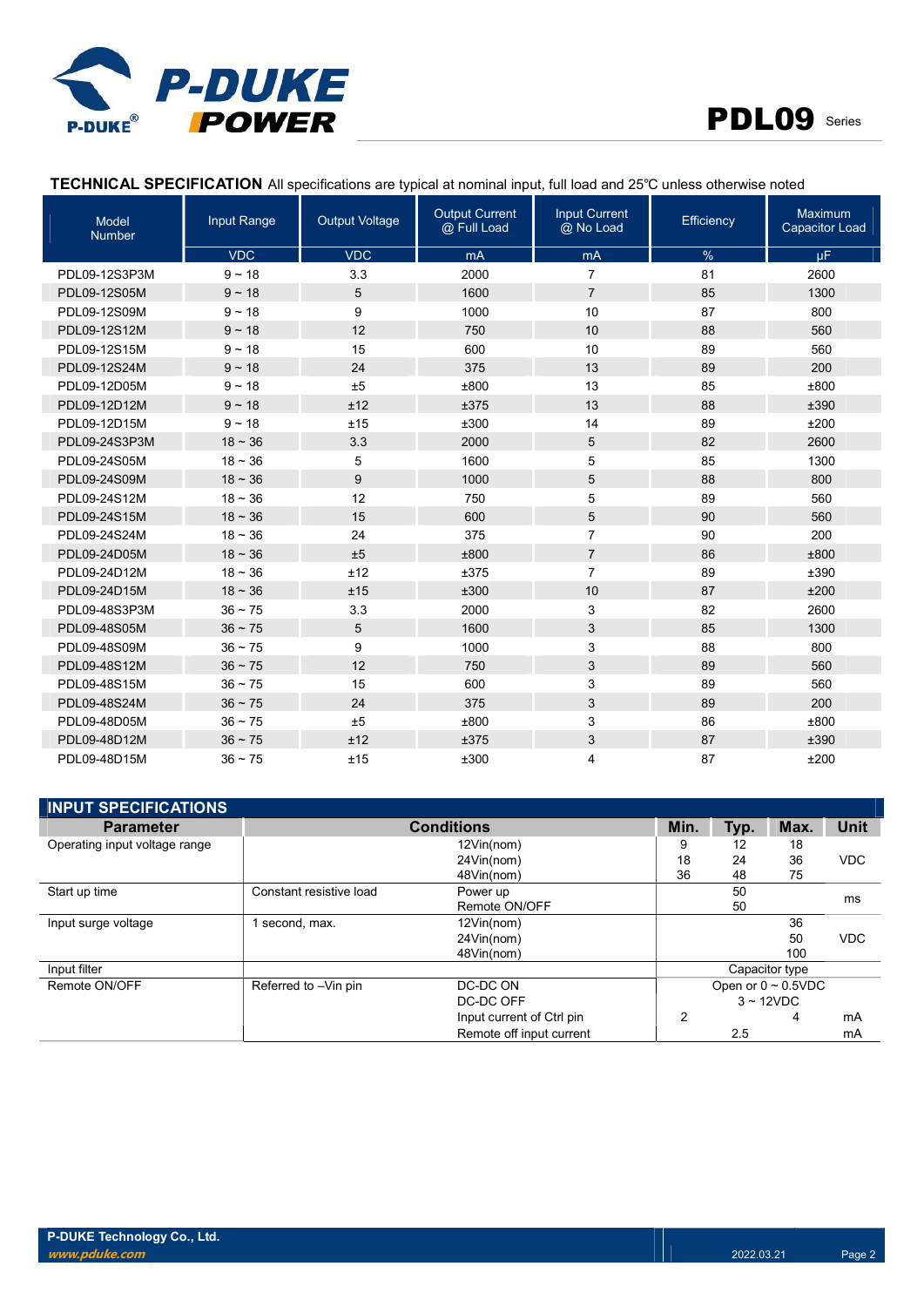## TECHNICAL SPECIFICATION

All specifications are typical at nominal input, full load and 25℃ unless otherwise noted

| Model Number | Input Range | Output Voltage | Output Current @ Full Load | Input Current @ No Load | Efficiency | Maximum Capacitor Load |
|---|---|---|---|---|---|---|
| | VDC | VDC | mA | mA | % | µF |
| PDL09-12S3P3M | 9 ~ 18 | 3.3 | 2000 | 7 | 81 | 2600 |
| PDL09-12S05M | 9 ~ 18 | 5 | 1600 | 7 | 85 | 1300 |
| PDL09-12S09M | 9 ~ 18 | 9 | 1000 | 10 | 87 | 800 |
| PDL09-12S12M | 9 ~ 18 | 12 | 750 | 10 | 88 | 560 |
| PDL09-12S15M | 9 ~ 18 | 15 | 600 | 10 | 89 | 560 |
| PDL09-12S24M | 9 ~ 18 | 24 | 375 | 13 | 89 | 200 |
| PDL09-12D05M | 9 ~ 18 | ±5 | ±800 | 13 | 85 | ±800 |
| PDL09-12D12M | 9 ~ 18 | ±12 | ±375 | 13 | 88 | ±390 |
| PDL09-12D15M | 9 ~ 18 | ±15 | ±300 | 14 | 89 | ±200 |
| PDL09-24S3P3M | 18 ~ 36 | 3.3 | 2000 | 5 | 82 | 2600 |
| PDL09-24S05M | 18 ~ 36 | 5 | 1600 | 5 | 85 | 1300 |
| PDL09-24S09M | 18 ~ 36 | 9 | 1000 | 5 | 88 | 800 |
| PDL09-24S12M | 18 ~ 36 | 12 | 750 | 5 | 89 | 560 |
| PDL09-24S15M | 18 ~ 36 | 15 | 600 | 5 | 90 | 560 |
| PDL09-24S24M | 18 ~ 36 | 24 | 375 | 7 | 90 | 200 |
| PDL09-24D05M | 18 ~ 36 | ±5 | ±800 | 7 | 86 | ±800 |
| PDL09-24D12M | 18 ~ 36 | ±12 | ±375 | 7 | 89 | ±390 |
| PDL09-24D15M | 18 ~ 36 | ±15 | ±300 | 10 | 87 | ±200 |
| PDL09-48S3P3M | 36 ~ 75 | 3.3 | 2000 | 3 | 82 | 2600 |
| PDL09-48S05M | 36 ~ 75 | 5 | 1600 | 3 | 85 | 1300 |
| PDL09-48S09M | 36 ~ 75 | 9 | 1000 | 3 | 88 | 800 |
| PDL09-48S12M | 36 ~ 75 | 12 | 750 | 3 | 89 | 560 |
| PDL09-48S15M | 36 ~ 75 | 15 | 600 | 3 | 89 | 560 |
| PDL09-48S24M | 36 ~ 75 | 24 | 375 | 3 | 89 | 200 |
| PDL09-48D05M | 36 ~ 75 | ±5 | ±800 | 3 | 86 | ±800 |
| PDL09-48D12M | 36 ~ 75 | ±12 | ±375 | 3 | 87 | ±390 |
| PDL09-48D15M | 36 ~ 75 | ±15 | ±300 | 4 | 87 | ±200 |

## INPUT SPECIFICATIONS

| Parameter | Conditions | | Min. | Typ. | Max. | Unit |
|---|---|---|---|---|---|---|
| Operating input voltage range | | 12Vin(nom) | 9 | 12 | 18 | VDC |
| | | 24Vin(nom) | 18 | 24 | 36 | |
| | | 48Vin(nom) | 36 | 48 | 75 | |
| Start up time | Constant resistive load | Power up | | 50 | | ms |
| | | Remote ON/OFF | | 50 | | |
| Input surge voltage | 1 second, max. | 12Vin(nom) | | | 36 | VDC |
| | | 24Vin(nom) | | | 50 | |
| | | 48Vin(nom) | | | 100 | |
| Input filter | | | Capacitor type | | | |
| Remote ON/OFF | Referred to –Vin pin | DC-DC ON | Open or 0 ~ 0.5VDC | | | |
| | | DC-DC OFF | 3 ~ 12VDC | | | |
| | | Input current of Ctrl pin | 2 | | 4 | mA |
| | | Remote off input current | | 2.5 | | mA |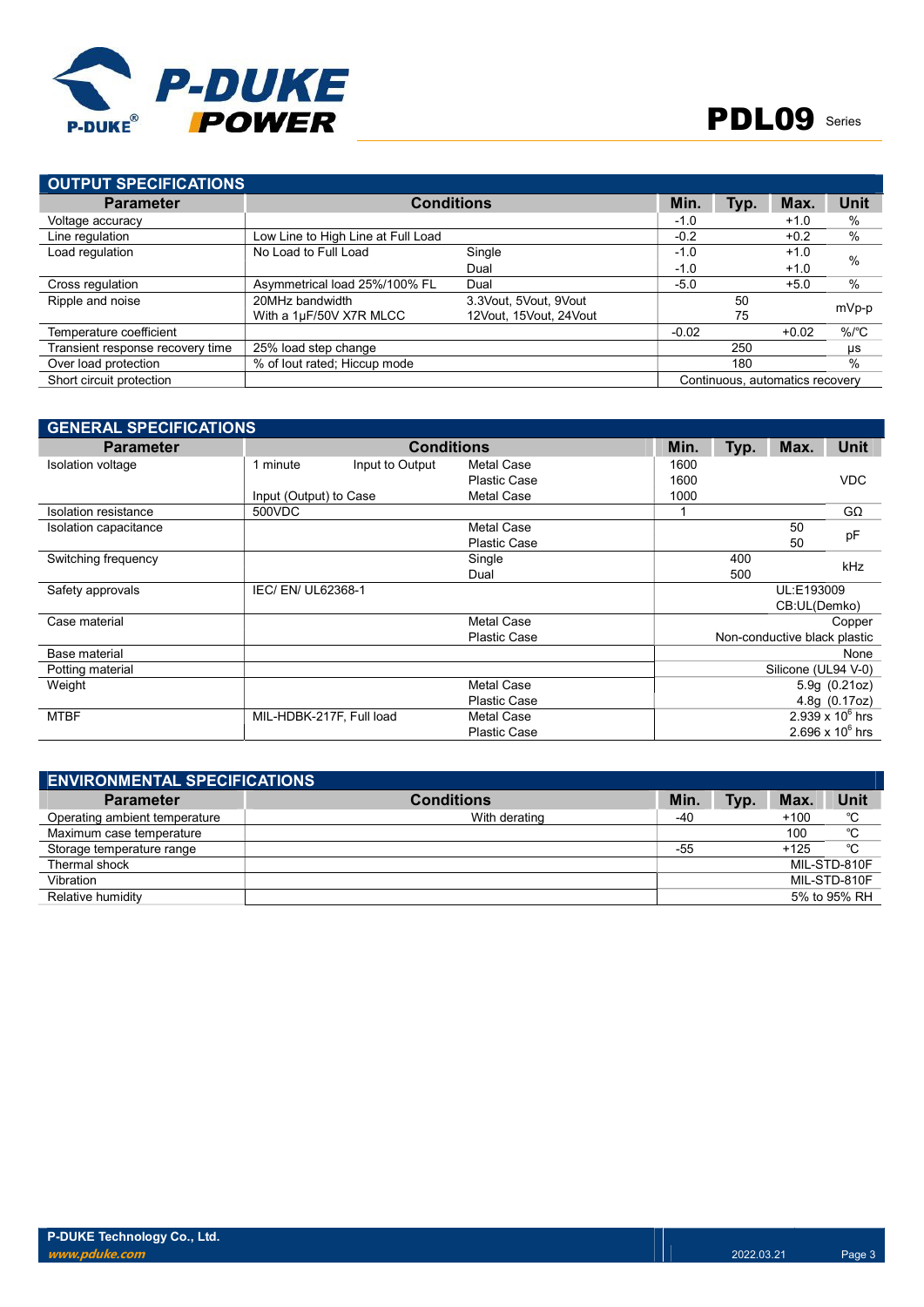## OUTPUT SPECIFICATIONS

| Parameter | Conditions | | Min. | Typ. | Max. | Unit |
|---|---|---|---|---|---|---|
| Voltage accuracy | | | -1.0 | | +1.0 | % |
| Line regulation | Low Line to High Line at Full Load | | -0.2 | | +0.2 | % |
| Load regulation | No Load to Full Load | Single | -1.0 | | +1.0 | % |
| | | Dual | -1.0 | | +1.0 | |
| Cross regulation | Asymmetrical load 25%/100% FL | Dual | -5.0 | | +5.0 | % |
| Ripple and noise | 20MHz bandwidth | 3.3Vout, 5Vout, 9Vout | | 50 | | mVp-p |
| | With a 1μF/50V X7R MLCC | 12Vout, 15Vout, 24Vout | | 75 | | |
| Temperature coefficient | | | -0.02 | | +0.02 | %/°C |
| Transient response recovery time | 25% load step change | | | 250 | | μs |
| Over load protection | % of Iout rated; Hiccup mode | | | 180 | | % |
| Short circuit protection | | | Continuous, automatics recovery | | | |

## GENERAL SPECIFICATIONS

| Parameter | Conditions | | | Min. | Typ. | Max. | Unit |
|---|---|---|---|---|---|---|---|
| Isolation voltage | 1 minute | Input to Output | Metal Case | 1600 | | | VDC |
| | | | Plastic Case | 1600 | | | |
| | Input (Output) to Case | | Metal Case | 1000 | | | |
| Isolation resistance | 500VDC | | | 1 | | | GΩ |
| Isolation capacitance | | | Metal Case | | | 50 | pF |
| | | | Plastic Case | | | 50 | |
| Switching frequency | | | Single | | 400 | | kHz |
| | | | Dual | | 500 | | |
| Safety approvals | IEC/ EN/ UL62368-1 | | | UL:E193009 | | | |
| | | | | CB:UL(Demko) | | | |
| Case material | | | Metal Case | Copper | | | |
| | | | Plastic Case | Non-conductive black plastic | | | |
| Base material | | | | None | | | |
| Potting material | | | | Silicone (UL94 V-0) | | | |
| Weight | | | Metal Case | 5.9g (0.21oz) | | | |
| | | | Plastic Case | 4.8g (0.17oz) | | | |
| MTBF | MIL-HDBK-217F, Full load | | Metal Case | $2.939 \times 10^6$ hrs | | | |
| | | | Plastic Case | $2.696 \times 10^6$ hrs | | | |

## ENVIRONMENTAL SPECIFICATIONS

| Parameter | Conditions | Min. | Typ. | Max. | Unit |
|---|---|---|---|---|---|
| Operating ambient temperature | With derating | -40 | | +100 | ℃ |
| Maximum case temperature | | | | 100 | ℃ |
| Storage temperature range | | -55 | | +125 | ℃ |
| Thermal shock | | MIL-STD-810F | | | |
| Vibration | | MIL-STD-810F | | | |
| Relative humidity | | 5% to 95% RH | | | |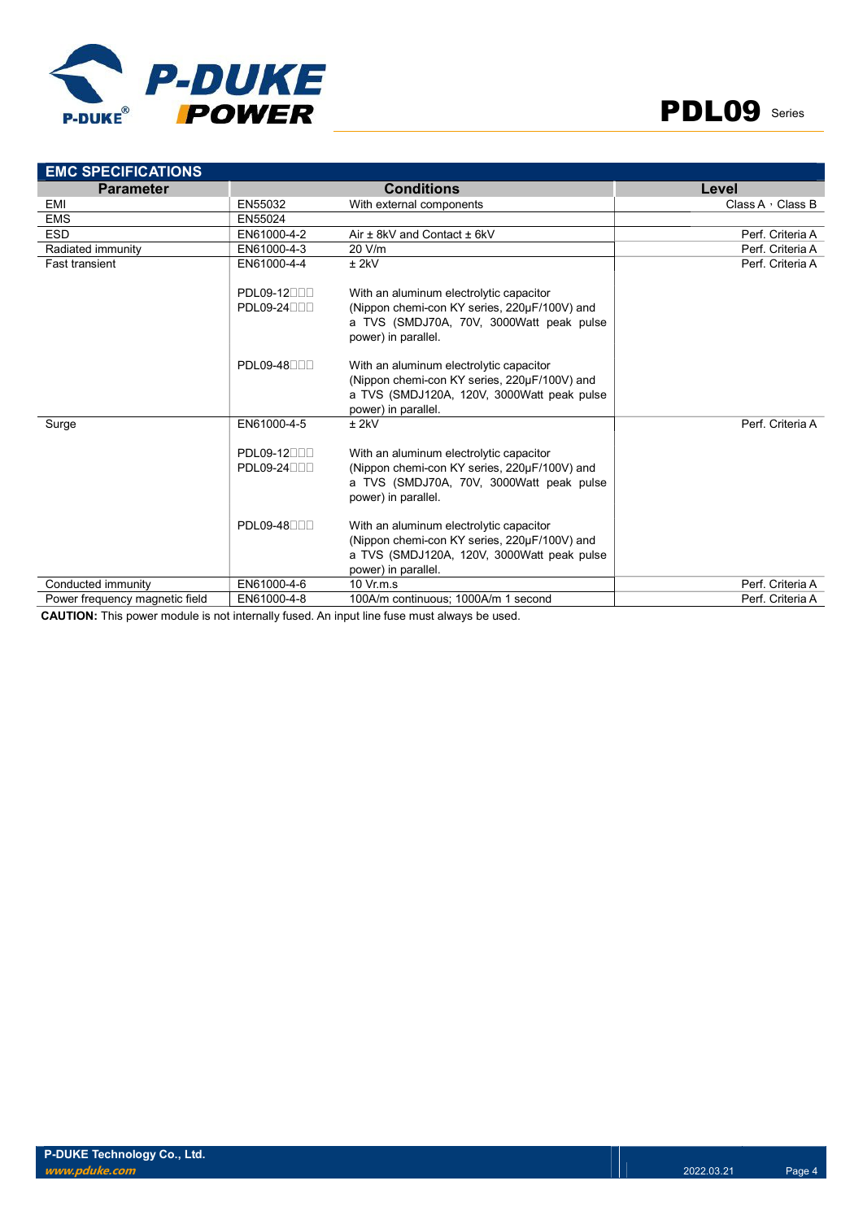## EMC SPECIFICATIONS

| Parameter | Conditions | | Level |
|---|---|---|---|
| EMI | EN55032 | With external components | Class A，Class B |
| EMS | EN55024 | | |
| ESD | EN61000-4-2 | Air ± 8kV and Contact ± 6kV | Perf. Criteria A |
| Radiated immunity | EN61000-4-3 | 20 V/m | Perf. Criteria A |
| Fast transient | EN61000-4-4<br><br>PDL09-12□□□<br>PDL09-24□□□<br><br>PDL09-48□□□ | ± 2kV<br><br>With an aluminum electrolytic capacitor (Nippon chemi-con KY series, 220μF/100V) and a TVS (SMDJ70A, 70V, 3000Watt peak pulse power) in parallel.<br><br>With an aluminum electrolytic capacitor (Nippon chemi-con KY series, 220μF/100V) and a TVS (SMDJ120A, 120V, 3000Watt peak pulse power) in parallel. | Perf. Criteria A |
| Surge | EN61000-4-5<br><br>PDL09-12□□□<br>PDL09-24□□□<br><br>PDL09-48□□□ | ± 2kV<br><br>With an aluminum electrolytic capacitor (Nippon chemi-con KY series, 220μF/100V) and a TVS (SMDJ70A, 70V, 3000Watt peak pulse power) in parallel.<br><br>With an aluminum electrolytic capacitor (Nippon chemi-con KY series, 220μF/100V) and a TVS (SMDJ120A, 120V, 3000Watt peak pulse power) in parallel. | Perf. Criteria A |
| Conducted immunity | EN61000-4-6 | 10 Vr.m.s | Perf. Criteria A |
| Power frequency magnetic field | EN61000-4-8 | 100A/m continuous; 1000A/m 1 second | Perf. Criteria A |

**CAUTION:** This power module is not internally fused. An input line fuse must always be used.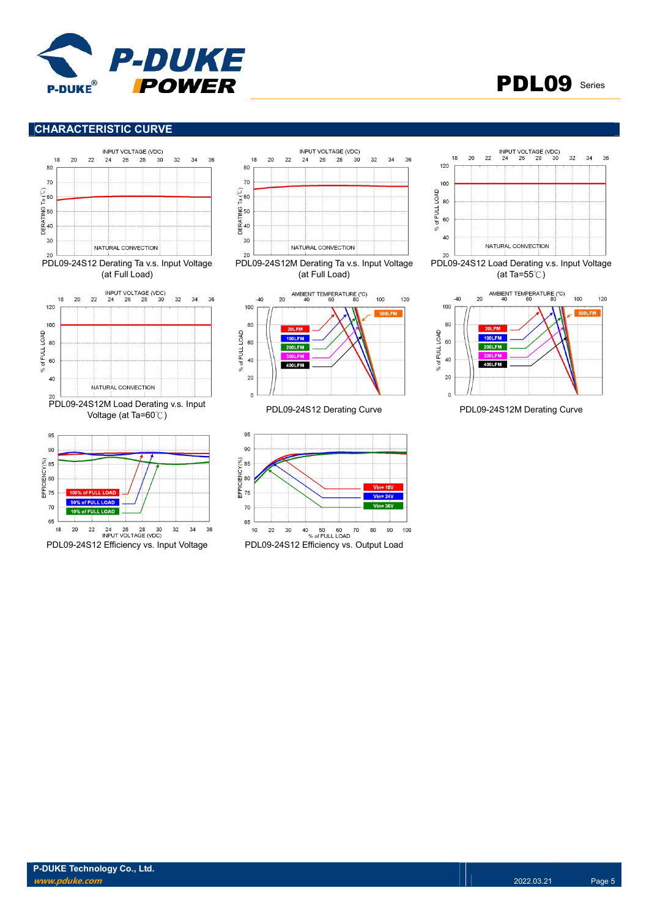## CHARACTERISTIC CURVE

PDL09-24S12 Derating Ta v.s. Input Voltage (at Full Load)

PDL09-24S12M Derating Ta v.s. Input Voltage (at Full Load)

PDL09-24S12 Load Derating v.s. Input Voltage (at Ta=55℃)

PDL09-24S12M Load Derating v.s. Input Voltage (at Ta=60℃)

PDL09-24S12 Derating Curve

PDL09-24S12M Derating Curve

PDL09-24S12 Efficiency vs. Input Voltage

PDL09-24S12 Efficiency vs. Output Load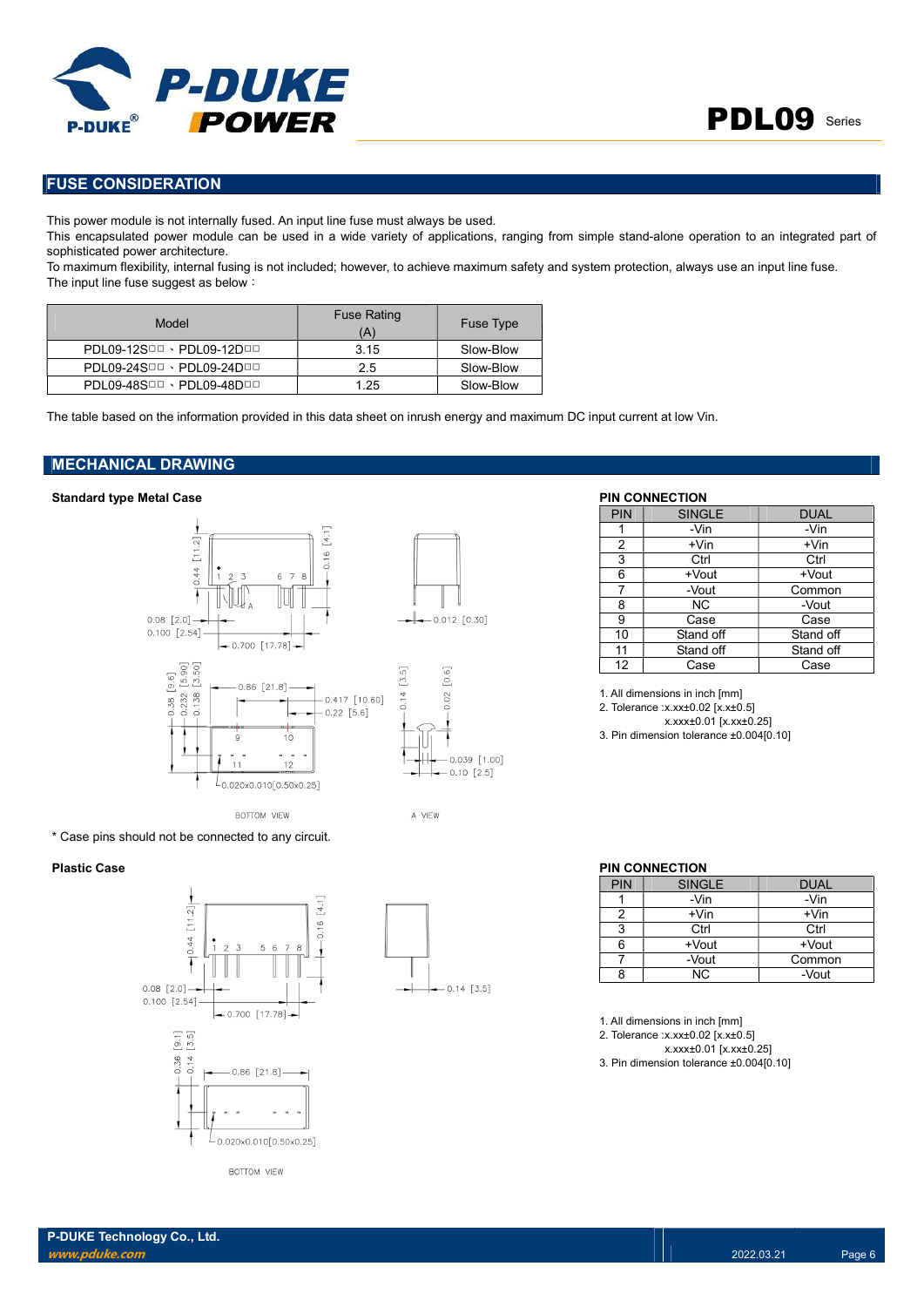## FUSE CONSIDERATION

This power module is not internally fused. An input line fuse must always be used.
This encapsulated power module can be used in a wide variety of applications, ranging from simple stand-alone operation to an integrated part of sophisticated power architecture.
To maximum flexibility, internal fusing is not included; however, to achieve maximum safety and system protection, always use an input line fuse.
The input line fuse suggest as below：

| Model | Fuse Rating (A) | Fuse Type |
|---|---|---|
| PDL09-12S□□、PDL09-12D□□ | 3.15 | Slow-Blow |
| PDL09-24S□□、PDL09-24D□□ | 2.5 | Slow-Blow |
| PDL09-48S□□、PDL09-48D□□ | 1.25 | Slow-Blow |

The table based on the information provided in this data sheet on inrush energy and maximum DC input current at low Vin.

## MECHANICAL DRAWING

### Standard type Metal Case

\* Case pins should not be connected to any circuit.

**PIN CONNECTION**

| PIN | SINGLE | DUAL |
|---|---|---|
| 1 | -Vin | -Vin |
| 2 | +Vin | +Vin |
| 3 | Ctrl | Ctrl |
| 6 | +Vout | +Vout |
| 7 | -Vout | Common |
| 8 | NC | -Vout |
| 9 | Case | Case |
| 10 | Stand off | Stand off |
| 11 | Stand off | Stand off |
| 12 | Case | Case |

1. All dimensions in inch [mm]
2. Tolerance :x.xx±0.02 [x.x±0.5]
   x.xxx±0.01 [x.xx±0.25]
3. Pin dimension tolerance ±0.004[0.10]

### Plastic Case

**PIN CONNECTION**

| PIN | SINGLE | DUAL |
|---|---|---|
| 1 | -Vin | -Vin |
| 2 | +Vin | +Vin |
| 3 | Ctrl | Ctrl |
| 6 | +Vout | +Vout |
| 7 | -Vout | Common |
| 8 | NC | -Vout |

1. All dimensions in inch [mm]
2. Tolerance :x.xx±0.02 [x.x±0.5]
   x.xxx±0.01 [x.xx±0.25]
3. Pin dimension tolerance ±0.004[0.10]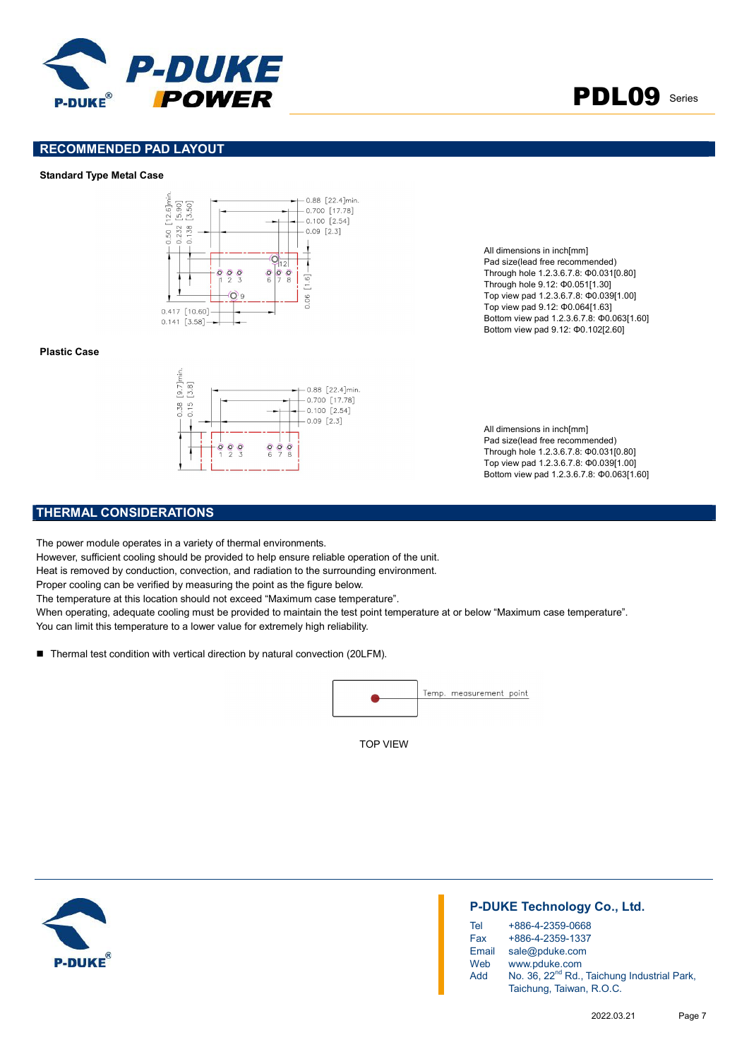## RECOMMENDED PAD LAYOUT

**Standard Type Metal Case**

0.88 [22.4]min.
0.700 [17.78]
0.100 [2.54]
0.09 [2.3]
0.50 [12.6]min.
0.232 [5.90]
0.138 [3.50]
0.06 [1.6]
0.417 [10.60]
0.141 [3.58]
12
1 2 3
6 7 8
9

All dimensions in inch[mm]
Pad size(lead free recommended)
Through hole 1.2.3.6.7.8: Φ0.031[0.80]
Through hole 9.12: Φ0.051[1.30]
Top view pad 1.2.3.6.7.8: Φ0.039[1.00]
Top view pad 9.12: Φ0.064[1.63]
Bottom view pad 1.2.3.6.7.8: Φ0.063[1.60]
Bottom view pad 9.12: Φ0.102[2.60]

**Plastic Case**

0.88 [22.4]min.
0.700 [17.78]
0.100 [2.54]
0.09 [2.3]
0.38 [9.7]min.
0.15 [3.8]
1 2 3
6 7 8

All dimensions in inch[mm]
Pad size(lead free recommended)
Through hole 1.2.3.6.7.8: Φ0.031[0.80]
Top view pad 1.2.3.6.7.8: Φ0.039[1.00]
Bottom view pad 1.2.3.6.7.8: Φ0.063[1.60]

## THERMAL CONSIDERATIONS

The power module operates in a variety of thermal environments.
However, sufficient cooling should be provided to help ensure reliable operation of the unit.
Heat is removed by conduction, convection, and radiation to the surrounding environment.
Proper cooling can be verified by measuring the point as the figure below.
The temperature at this location should not exceed "Maximum case temperature".
When operating, adequate cooling must be provided to maintain the test point temperature at or below "Maximum case temperature".
You can limit this temperature to a lower value for extremely high reliability.

- Thermal test condition with vertical direction by natural convection (20LFM).

Temp. measurement point

TOP VIEW

**P-DUKE Technology Co., Ltd.**

Tel +886-4-2359-0668
Fax +886-4-2359-1337
Email sale@pduke.com
Web www.pduke.com
Add No. 36, 22nd Rd., Taichung Industrial Park, Taichung, Taiwan, R.O.C.

2022.03.21